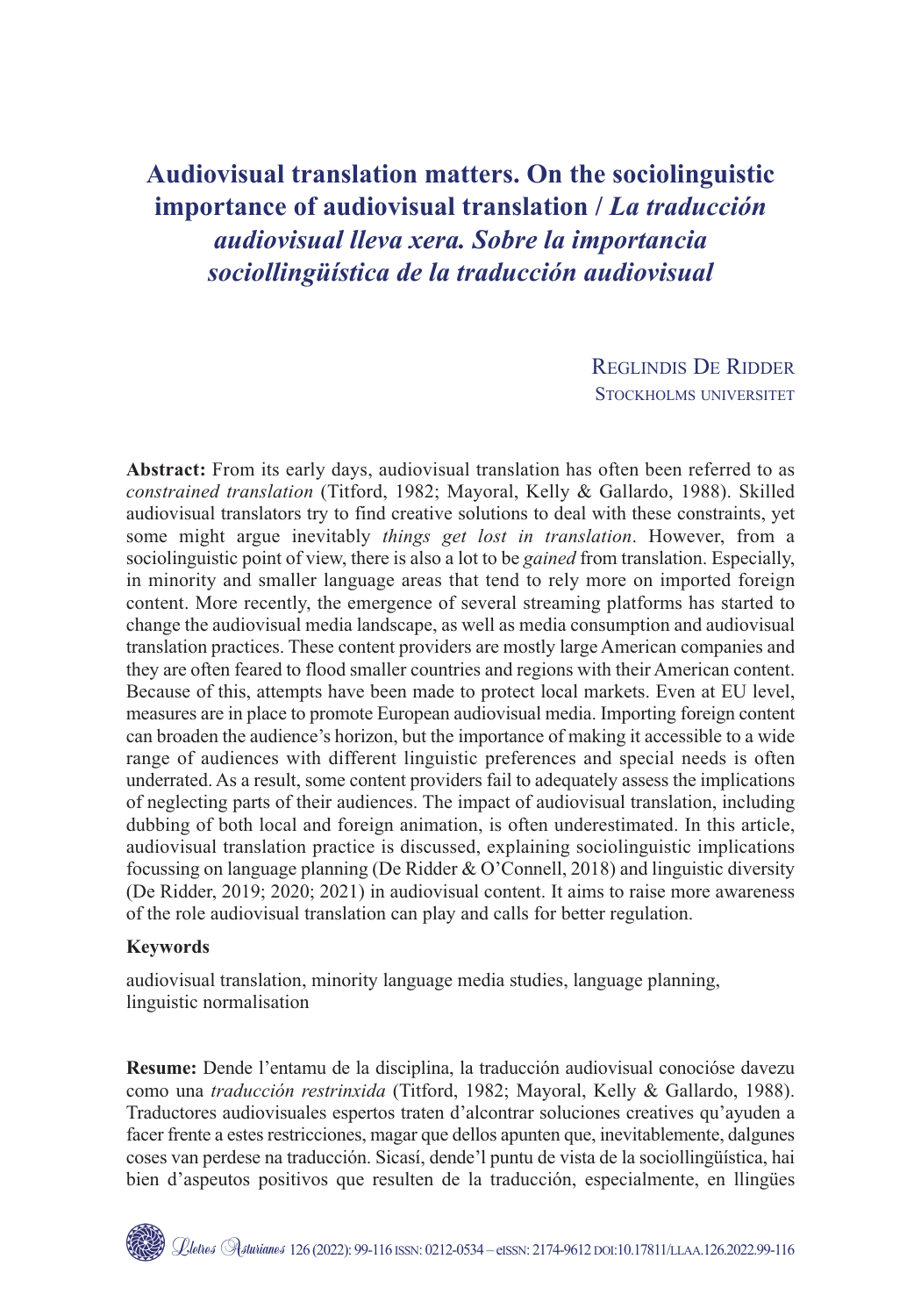# Audiovisual translation matters. On the sociolinguistic importance of audiovisual translation / *La traducción audiovisual lleva xera. Sobre la importancia sociollingüística de la traducción audiovisual*

Reglindis De Ridder
Stockholms universitet

**Abstract:** From its early days, audiovisual translation has often been referred to as *constrained translation* (Titford, 1982; Mayoral, Kelly & Gallardo, 1988). Skilled audiovisual translators try to find creative solutions to deal with these constraints, yet some might argue inevitably *things get lost in translation*. However, from a sociolinguistic point of view, there is also a lot to be *gained* from translation. Especially, in minority and smaller language areas that tend to rely more on imported foreign content. More recently, the emergence of several streaming platforms has started to change the audiovisual media landscape, as well as media consumption and audiovisual translation practices. These content providers are mostly large American companies and they are often feared to flood smaller countries and regions with their American content. Because of this, attempts have been made to protect local markets. Even at EU level, measures are in place to promote European audiovisual media. Importing foreign content can broaden the audience's horizon, but the importance of making it accessible to a wide range of audiences with different linguistic preferences and special needs is often underrated. As a result, some content providers fail to adequately assess the implications of neglecting parts of their audiences. The impact of audiovisual translation, including dubbing of both local and foreign animation, is often underestimated. In this article, audiovisual translation practice is discussed, explaining sociolinguistic implications focussing on language planning (De Ridder & O'Connell, 2018) and linguistic diversity (De Ridder, 2019; 2020; 2021) in audiovisual content. It aims to raise more awareness of the role audiovisual translation can play and calls for better regulation.

**Keywords**

audiovisual translation, minority language media studies, language planning, linguistic normalisation

**Resume:** Dende l'entamu de la disciplina, la traducción audiovisual conocióse davezu como una *traducción restrinxida* (Titford, 1982; Mayoral, Kelly & Gallardo, 1988). Traductores audiovisuales espertos traten d'alcontrar soluciones creatives qu'ayuden a facer frente a estes restricciones, magar que dellos apunten que, inevitablemente, dalgunes coses van perdese na traducción. Sicasí, dende'l puntu de vista de la sociollingüística, hai bien d'aspeutos positivos que resulten de la traducción, especialmente, en llingües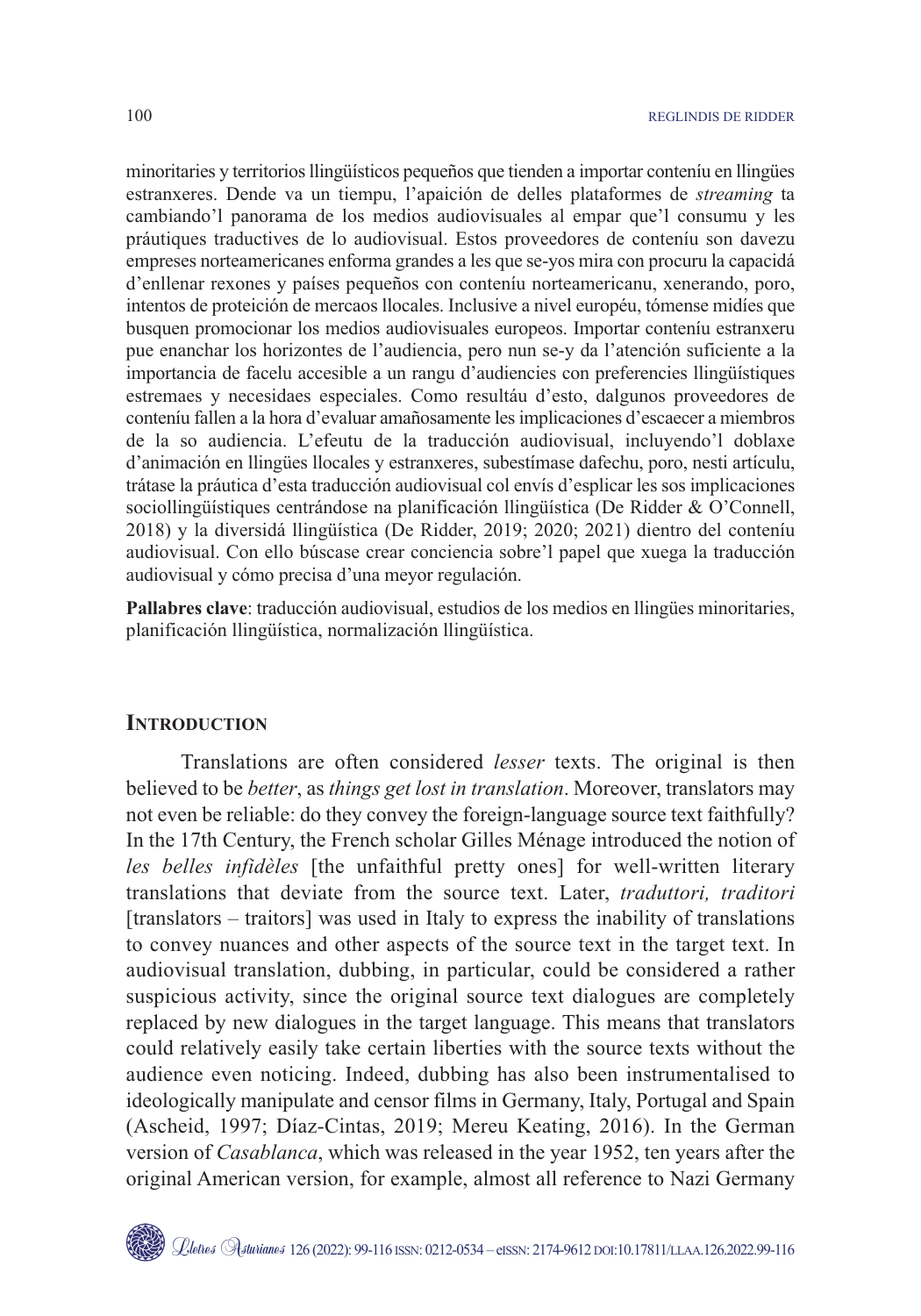minoritaries y territorios llingüísticos pequeños que tienden a importar conteníu en llingües estranxeres. Dende va un tiempu, l'apaición de delles plataformes de *streaming* ta cambiando'l panorama de los medios audiovisuales al empar que'l consumu y les práutiques traductives de lo audiovisual. Estos proveedores de conteníu son davezu empreses norteamericanes enforma grandes a les que se-yos mira con procuru la capacidá d'enllenar rexones y países pequeños con conteníu norteamericanu, xenerando, poro, intentos de proteición de mercaos llocales. Inclusive a nivel européu, tómense midíes que busquen promocionar los medios audiovisuales europeos. Importar conteníu estranxeru pue enanchar los horizontes de l'audiencia, pero nun se-y da l'atención suficiente a la importancia de facelu accesible a un rangu d'audiencies con preferencies llingüístiques estremaes y necesidaes especiales. Como resultáu d'esto, dalgunos proveedores de conteníu fallen a la hora d'evaluar amañosamente les implicaciones d'escaecer a miembros de la so audiencia. L'efeutu de la traducción audiovisual, incluyendo'l doblaxe d'animación en llingües llocales y estranxeres, subestímase dafechu, poro, nesti artículu, trátase la práutica d'esta traducción audiovisual col envís d'esplicar les sos implicaciones sociollingüístiques centrándose na planificación llingüística (De Ridder & O'Connell, 2018) y la diversidá llingüística (De Ridder, 2019; 2020; 2021) dientro del conteníu audiovisual. Con ello búscase crear conciencia sobre'l papel que xuega la traducción audiovisual y cómo precisa d'una meyor regulación.

**Pallabres clave**: traducción audiovisual, estudios de los medios en llingües minoritaries, planificación llingüística, normalización llingüística.

## Introduction

Translations are often considered *lesser* texts. The original is then believed to be *better*, as *things get lost in translation*. Moreover, translators may not even be reliable: do they convey the foreign-language source text faithfully? In the 17th Century, the French scholar Gilles Ménage introduced the notion of *les belles infidèles* [the unfaithful pretty ones] for well-written literary translations that deviate from the source text. Later, *traduttori, traditori* [translators – traitors] was used in Italy to express the inability of translations to convey nuances and other aspects of the source text in the target text. In audiovisual translation, dubbing, in particular, could be considered a rather suspicious activity, since the original source text dialogues are completely replaced by new dialogues in the target language. This means that translators could relatively easily take certain liberties with the source texts without the audience even noticing. Indeed, dubbing has also been instrumentalised to ideologically manipulate and censor films in Germany, Italy, Portugal and Spain (Ascheid, 1997; Díaz-Cintas, 2019; Mereu Keating, 2016). In the German version of *Casablanca*, which was released in the year 1952, ten years after the original American version, for example, almost all reference to Nazi Germany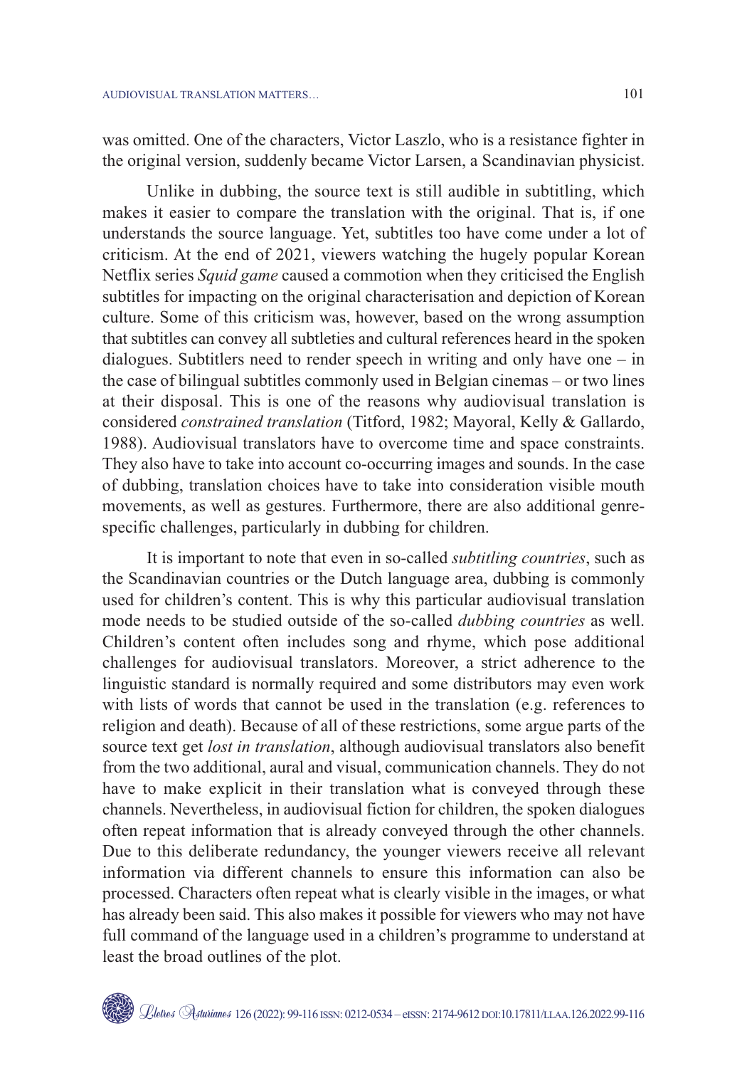was omitted. One of the characters, Victor Laszlo, who is a resistance fighter in the original version, suddenly became Victor Larsen, a Scandinavian physicist.

Unlike in dubbing, the source text is still audible in subtitling, which makes it easier to compare the translation with the original. That is, if one understands the source language. Yet, subtitles too have come under a lot of criticism. At the end of 2021, viewers watching the hugely popular Korean Netflix series *Squid game* caused a commotion when they criticised the English subtitles for impacting on the original characterisation and depiction of Korean culture. Some of this criticism was, however, based on the wrong assumption that subtitles can convey all subtleties and cultural references heard in the spoken dialogues. Subtitlers need to render speech in writing and only have one – in the case of bilingual subtitles commonly used in Belgian cinemas – or two lines at their disposal. This is one of the reasons why audiovisual translation is considered *constrained translation* (Titford, 1982; Mayoral, Kelly & Gallardo, 1988). Audiovisual translators have to overcome time and space constraints. They also have to take into account co-occurring images and sounds. In the case of dubbing, translation choices have to take into consideration visible mouth movements, as well as gestures. Furthermore, there are also additional genre-specific challenges, particularly in dubbing for children.

It is important to note that even in so-called *subtitling countries*, such as the Scandinavian countries or the Dutch language area, dubbing is commonly used for children's content. This is why this particular audiovisual translation mode needs to be studied outside of the so-called *dubbing countries* as well. Children's content often includes song and rhyme, which pose additional challenges for audiovisual translators. Moreover, a strict adherence to the linguistic standard is normally required and some distributors may even work with lists of words that cannot be used in the translation (e.g. references to religion and death). Because of all of these restrictions, some argue parts of the source text get *lost in translation*, although audiovisual translators also benefit from the two additional, aural and visual, communication channels. They do not have to make explicit in their translation what is conveyed through these channels. Nevertheless, in audiovisual fiction for children, the spoken dialogues often repeat information that is already conveyed through the other channels. Due to this deliberate redundancy, the younger viewers receive all relevant information via different channels to ensure this information can also be processed. Characters often repeat what is clearly visible in the images, or what has already been said. This also makes it possible for viewers who may not have full command of the language used in a children's programme to understand at least the broad outlines of the plot.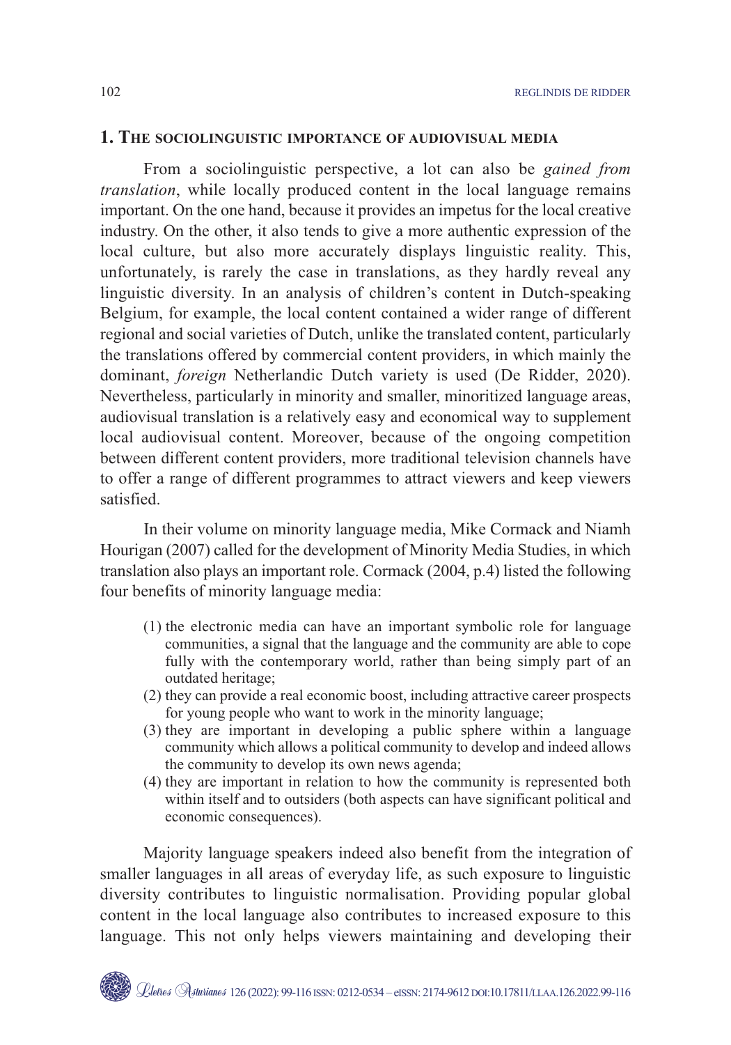## 1. The sociolinguistic importance of audiovisual media

From a sociolinguistic perspective, a lot can also be *gained from translation*, while locally produced content in the local language remains important. On the one hand, because it provides an impetus for the local creative industry. On the other, it also tends to give a more authentic expression of the local culture, but also more accurately displays linguistic reality. This, unfortunately, is rarely the case in translations, as they hardly reveal any linguistic diversity. In an analysis of children's content in Dutch-speaking Belgium, for example, the local content contained a wider range of different regional and social varieties of Dutch, unlike the translated content, particularly the translations offered by commercial content providers, in which mainly the dominant, *foreign* Netherlandic Dutch variety is used (De Ridder, 2020). Nevertheless, particularly in minority and smaller, minoritized language areas, audiovisual translation is a relatively easy and economical way to supplement local audiovisual content. Moreover, because of the ongoing competition between different content providers, more traditional television channels have to offer a range of different programmes to attract viewers and keep viewers satisfied.

In their volume on minority language media, Mike Cormack and Niamh Hourigan (2007) called for the development of Minority Media Studies, in which translation also plays an important role. Cormack (2004, p.4) listed the following four benefits of minority language media:

> (1) the electronic media can have an important symbolic role for language communities, a signal that the language and the community are able to cope fully with the contemporary world, rather than being simply part of an outdated heritage;
> (2) they can provide a real economic boost, including attractive career prospects for young people who want to work in the minority language;
> (3) they are important in developing a public sphere within a language community which allows a political community to develop and indeed allows the community to develop its own news agenda;
> (4) they are important in relation to how the community is represented both within itself and to outsiders (both aspects can have significant political and economic consequences).

Majority language speakers indeed also benefit from the integration of smaller languages in all areas of everyday life, as such exposure to linguistic diversity contributes to linguistic normalisation. Providing popular global content in the local language also contributes to increased exposure to this language. This not only helps viewers maintaining and developing their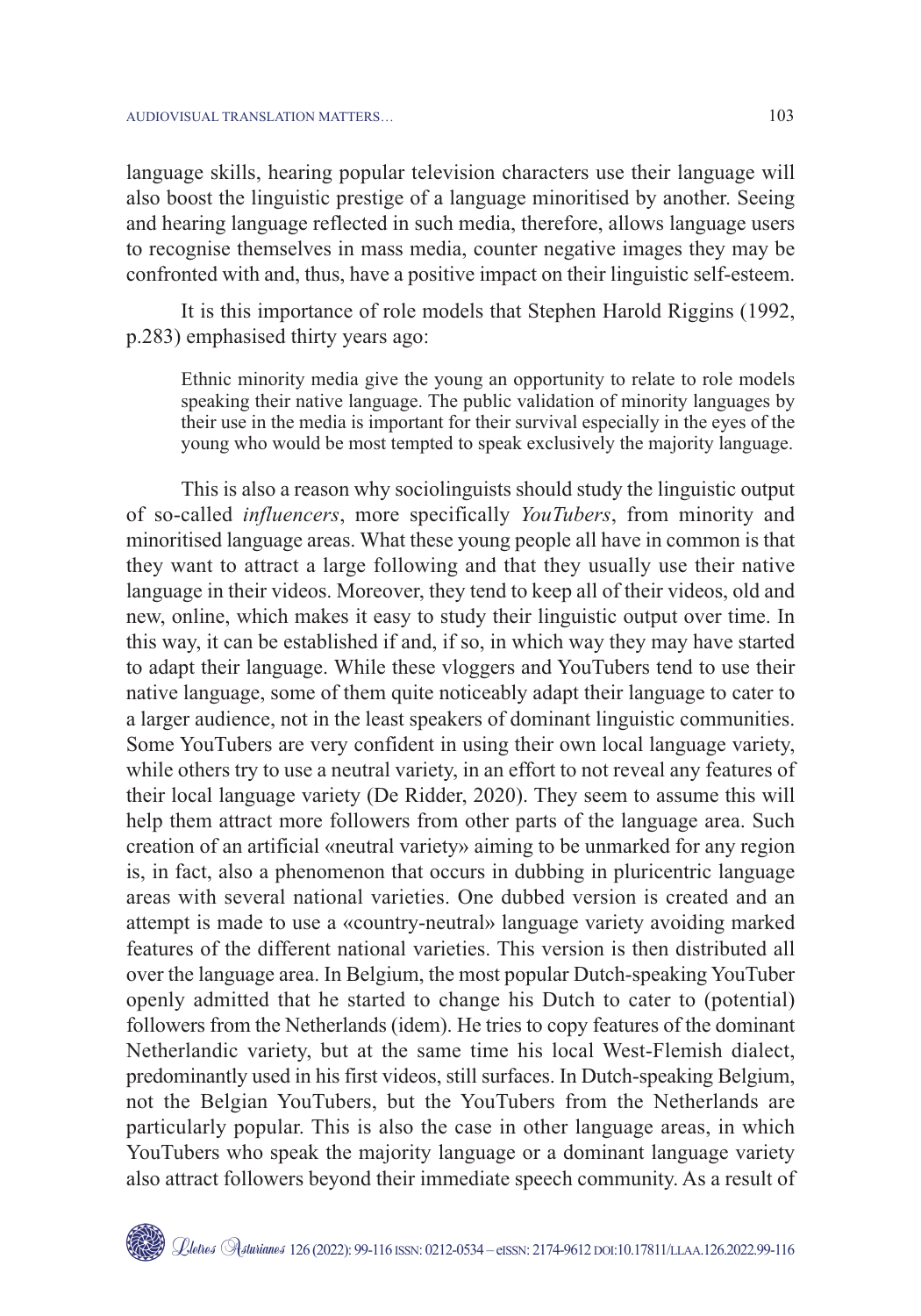language skills, hearing popular television characters use their language will also boost the linguistic prestige of a language minoritised by another. Seeing and hearing language reflected in such media, therefore, allows language users to recognise themselves in mass media, counter negative images they may be confronted with and, thus, have a positive impact on their linguistic self-esteem.

It is this importance of role models that Stephen Harold Riggins (1992, p.283) emphasised thirty years ago:

> Ethnic minority media give the young an opportunity to relate to role models speaking their native language. The public validation of minority languages by their use in the media is important for their survival especially in the eyes of the young who would be most tempted to speak exclusively the majority language.

This is also a reason why sociolinguists should study the linguistic output of so-called *influencers*, more specifically *YouTubers*, from minority and minoritised language areas. What these young people all have in common is that they want to attract a large following and that they usually use their native language in their videos. Moreover, they tend to keep all of their videos, old and new, online, which makes it easy to study their linguistic output over time. In this way, it can be established if and, if so, in which way they may have started to adapt their language. While these vloggers and YouTubers tend to use their native language, some of them quite noticeably adapt their language to cater to a larger audience, not in the least speakers of dominant linguistic communities. Some YouTubers are very confident in using their own local language variety, while others try to use a neutral variety, in an effort to not reveal any features of their local language variety (De Ridder, 2020). They seem to assume this will help them attract more followers from other parts of the language area. Such creation of an artificial «neutral variety» aiming to be unmarked for any region is, in fact, also a phenomenon that occurs in dubbing in pluricentric language areas with several national varieties. One dubbed version is created and an attempt is made to use a «country-neutral» language variety avoiding marked features of the different national varieties. This version is then distributed all over the language area. In Belgium, the most popular Dutch-speaking YouTuber openly admitted that he started to change his Dutch to cater to (potential) followers from the Netherlands (idem). He tries to copy features of the dominant Netherlandic variety, but at the same time his local West-Flemish dialect, predominantly used in his first videos, still surfaces. In Dutch-speaking Belgium, not the Belgian YouTubers, but the YouTubers from the Netherlands are particularly popular. This is also the case in other language areas, in which YouTubers who speak the majority language or a dominant language variety also attract followers beyond their immediate speech community. As a result of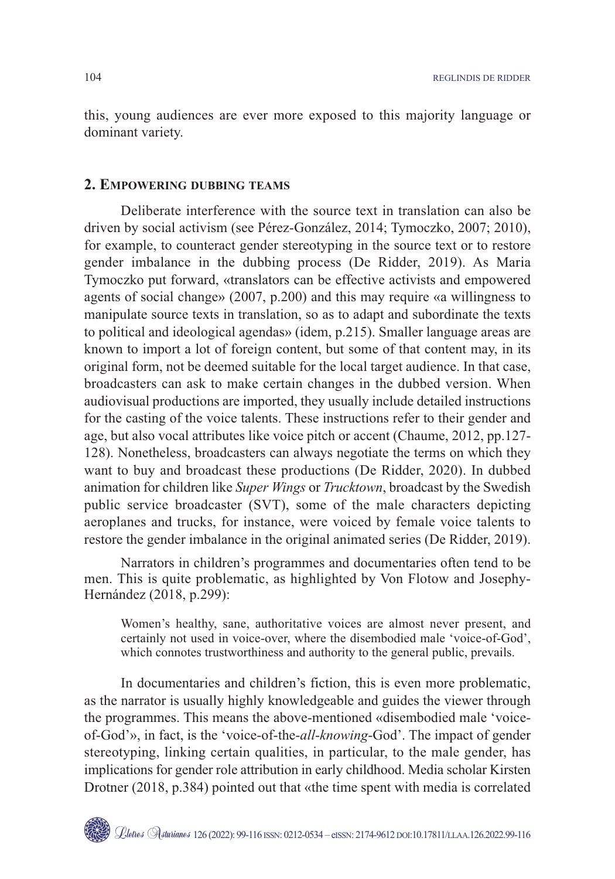this, young audiences are ever more exposed to this majority language or dominant variety.

## 2. Empowering dubbing teams

Deliberate interference with the source text in translation can also be driven by social activism (see Pérez-González, 2014; Tymoczko, 2007; 2010), for example, to counteract gender stereotyping in the source text or to restore gender imbalance in the dubbing process (De Ridder, 2019). As Maria Tymoczko put forward, «translators can be effective activists and empowered agents of social change» (2007, p.200) and this may require «a willingness to manipulate source texts in translation, so as to adapt and subordinate the texts to political and ideological agendas» (idem, p.215). Smaller language areas are known to import a lot of foreign content, but some of that content may, in its original form, not be deemed suitable for the local target audience. In that case, broadcasters can ask to make certain changes in the dubbed version. When audiovisual productions are imported, they usually include detailed instructions for the casting of the voice talents. These instructions refer to their gender and age, but also vocal attributes like voice pitch or accent (Chaume, 2012, pp.127-128). Nonetheless, broadcasters can always negotiate the terms on which they want to buy and broadcast these productions (De Ridder, 2020). In dubbed animation for children like *Super Wings* or *Trucktown*, broadcast by the Swedish public service broadcaster (SVT), some of the male characters depicting aeroplanes and trucks, for instance, were voiced by female voice talents to restore the gender imbalance in the original animated series (De Ridder, 2019).

Narrators in children's programmes and documentaries often tend to be men. This is quite problematic, as highlighted by Von Flotow and Josephy-Hernández (2018, p.299):

> Women's healthy, sane, authoritative voices are almost never present, and certainly not used in voice-over, where the disembodied male 'voice-of-God', which connotes trustworthiness and authority to the general public, prevails.

In documentaries and children's fiction, this is even more problematic, as the narrator is usually highly knowledgeable and guides the viewer through the programmes. This means the above-mentioned «disembodied male 'voice-of-God'», in fact, is the 'voice-of-the-*all-knowing*-God'. The impact of gender stereotyping, linking certain qualities, in particular, to the male gender, has implications for gender role attribution in early childhood. Media scholar Kirsten Drotner (2018, p.384) pointed out that «the time spent with media is correlated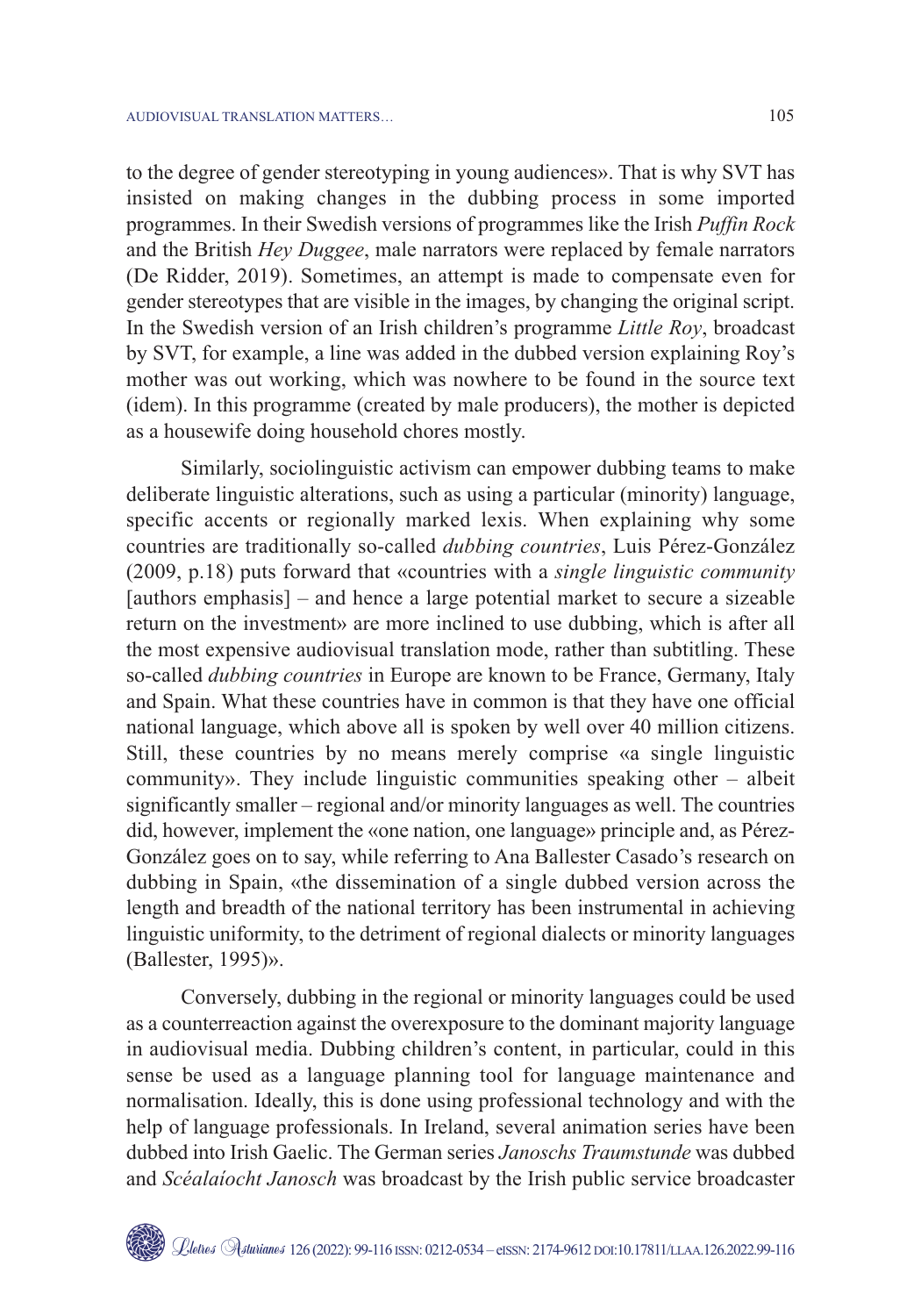to the degree of gender stereotyping in young audiences». That is why SVT has insisted on making changes in the dubbing process in some imported programmes. In their Swedish versions of programmes like the Irish *Puffin Rock* and the British *Hey Duggee*, male narrators were replaced by female narrators (De Ridder, 2019). Sometimes, an attempt is made to compensate even for gender stereotypes that are visible in the images, by changing the original script. In the Swedish version of an Irish children's programme *Little Roy*, broadcast by SVT, for example, a line was added in the dubbed version explaining Roy's mother was out working, which was nowhere to be found in the source text (idem). In this programme (created by male producers), the mother is depicted as a housewife doing household chores mostly.

Similarly, sociolinguistic activism can empower dubbing teams to make deliberate linguistic alterations, such as using a particular (minority) language, specific accents or regionally marked lexis. When explaining why some countries are traditionally so-called *dubbing countries*, Luis Pérez-González (2009, p.18) puts forward that «countries with a *single linguistic community* [authors emphasis] – and hence a large potential market to secure a sizeable return on the investment» are more inclined to use dubbing, which is after all the most expensive audiovisual translation mode, rather than subtitling. These so-called *dubbing countries* in Europe are known to be France, Germany, Italy and Spain. What these countries have in common is that they have one official national language, which above all is spoken by well over 40 million citizens. Still, these countries by no means merely comprise «a single linguistic community». They include linguistic communities speaking other – albeit significantly smaller – regional and/or minority languages as well. The countries did, however, implement the «one nation, one language» principle and, as Pérez-González goes on to say, while referring to Ana Ballester Casado's research on dubbing in Spain, «the dissemination of a single dubbed version across the length and breadth of the national territory has been instrumental in achieving linguistic uniformity, to the detriment of regional dialects or minority languages (Ballester, 1995)».

Conversely, dubbing in the regional or minority languages could be used as a counterreaction against the overexposure to the dominant majority language in audiovisual media. Dubbing children's content, in particular, could in this sense be used as a language planning tool for language maintenance and normalisation. Ideally, this is done using professional technology and with the help of language professionals. In Ireland, several animation series have been dubbed into Irish Gaelic. The German series *Janoschs Traumstunde* was dubbed and *Scéalaíocht Janosch* was broadcast by the Irish public service broadcaster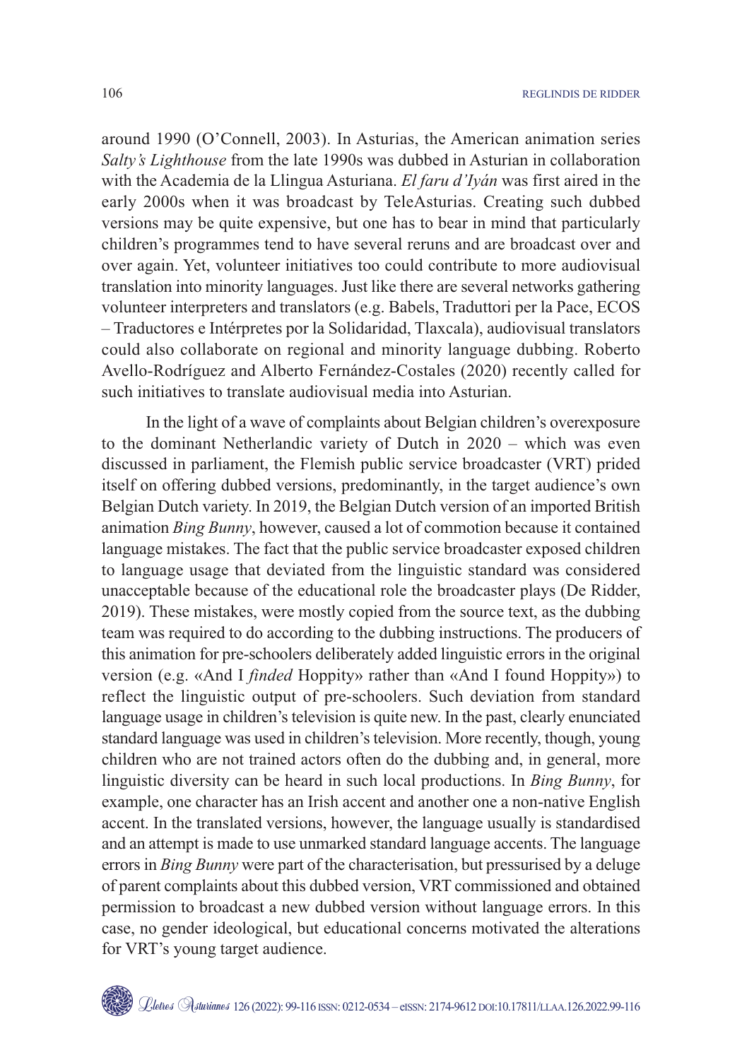around 1990 (O'Connell, 2003). In Asturias, the American animation series *Salty's Lighthouse* from the late 1990s was dubbed in Asturian in collaboration with the Academia de la Llingua Asturiana. *El faru d'Iyán* was first aired in the early 2000s when it was broadcast by TeleAsturias. Creating such dubbed versions may be quite expensive, but one has to bear in mind that particularly children's programmes tend to have several reruns and are broadcast over and over again. Yet, volunteer initiatives too could contribute to more audiovisual translation into minority languages. Just like there are several networks gathering volunteer interpreters and translators (e.g. Babels, Traduttori per la Pace, ECOS – Traductores e Intérpretes por la Solidaridad, Tlaxcala), audiovisual translators could also collaborate on regional and minority language dubbing. Roberto Avello-Rodríguez and Alberto Fernández-Costales (2020) recently called for such initiatives to translate audiovisual media into Asturian.

In the light of a wave of complaints about Belgian children's overexposure to the dominant Netherlandic variety of Dutch in 2020 – which was even discussed in parliament, the Flemish public service broadcaster (VRT) prided itself on offering dubbed versions, predominantly, in the target audience's own Belgian Dutch variety. In 2019, the Belgian Dutch version of an imported British animation *Bing Bunny*, however, caused a lot of commotion because it contained language mistakes. The fact that the public service broadcaster exposed children to language usage that deviated from the linguistic standard was considered unacceptable because of the educational role the broadcaster plays (De Ridder, 2019). These mistakes, were mostly copied from the source text, as the dubbing team was required to do according to the dubbing instructions. The producers of this animation for pre-schoolers deliberately added linguistic errors in the original version (e.g. «And I *finded* Hoppity» rather than «And I found Hoppity») to reflect the linguistic output of pre-schoolers. Such deviation from standard language usage in children's television is quite new. In the past, clearly enunciated standard language was used in children's television. More recently, though, young children who are not trained actors often do the dubbing and, in general, more linguistic diversity can be heard in such local productions. In *Bing Bunny*, for example, one character has an Irish accent and another one a non-native English accent. In the translated versions, however, the language usually is standardised and an attempt is made to use unmarked standard language accents. The language errors in *Bing Bunny* were part of the characterisation, but pressurised by a deluge of parent complaints about this dubbed version, VRT commissioned and obtained permission to broadcast a new dubbed version without language errors. In this case, no gender ideological, but educational concerns motivated the alterations for VRT's young target audience.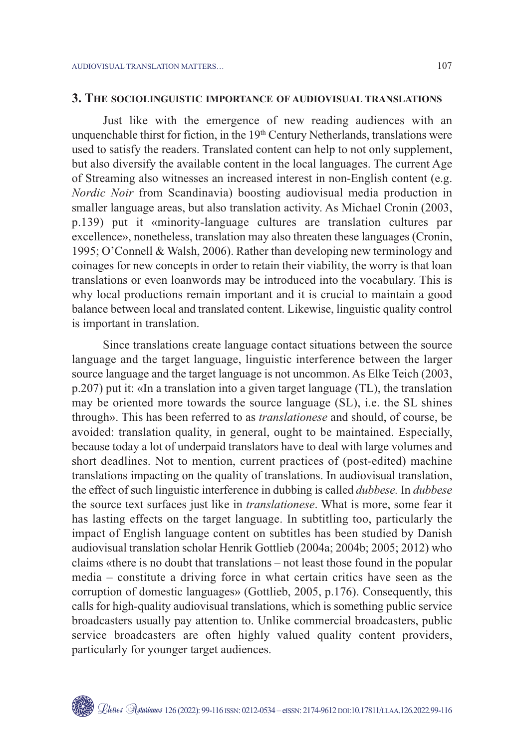## 3. The sociolinguistic importance of audiovisual translations

Just like with the emergence of new reading audiences with an unquenchable thirst for fiction, in the 19th Century Netherlands, translations were used to satisfy the readers. Translated content can help to not only supplement, but also diversify the available content in the local languages. The current Age of Streaming also witnesses an increased interest in non-English content (e.g. *Nordic Noir* from Scandinavia) boosting audiovisual media production in smaller language areas, but also translation activity. As Michael Cronin (2003, p.139) put it «minority-language cultures are translation cultures par excellence», nonetheless, translation may also threaten these languages (Cronin, 1995; O'Connell & Walsh, 2006). Rather than developing new terminology and coinages for new concepts in order to retain their viability, the worry is that loan translations or even loanwords may be introduced into the vocabulary. This is why local productions remain important and it is crucial to maintain a good balance between local and translated content. Likewise, linguistic quality control is important in translation.

Since translations create language contact situations between the source language and the target language, linguistic interference between the larger source language and the target language is not uncommon. As Elke Teich (2003, p.207) put it: «In a translation into a given target language (TL), the translation may be oriented more towards the source language (SL), i.e. the SL shines through». This has been referred to as *translationese* and should, of course, be avoided: translation quality, in general, ought to be maintained. Especially, because today a lot of underpaid translators have to deal with large volumes and short deadlines. Not to mention, current practices of (post-edited) machine translations impacting on the quality of translations. In audiovisual translation, the effect of such linguistic interference in dubbing is called *dubbese.* In *dubbese* the source text surfaces just like in *translationese*. What is more, some fear it has lasting effects on the target language. In subtitling too, particularly the impact of English language content on subtitles has been studied by Danish audiovisual translation scholar Henrik Gottlieb (2004a; 2004b; 2005; 2012) who claims «there is no doubt that translations – not least those found in the popular media – constitute a driving force in what certain critics have seen as the corruption of domestic languages» (Gottlieb, 2005, p.176). Consequently, this calls for high-quality audiovisual translations, which is something public service broadcasters usually pay attention to. Unlike commercial broadcasters, public service broadcasters are often highly valued quality content providers, particularly for younger target audiences.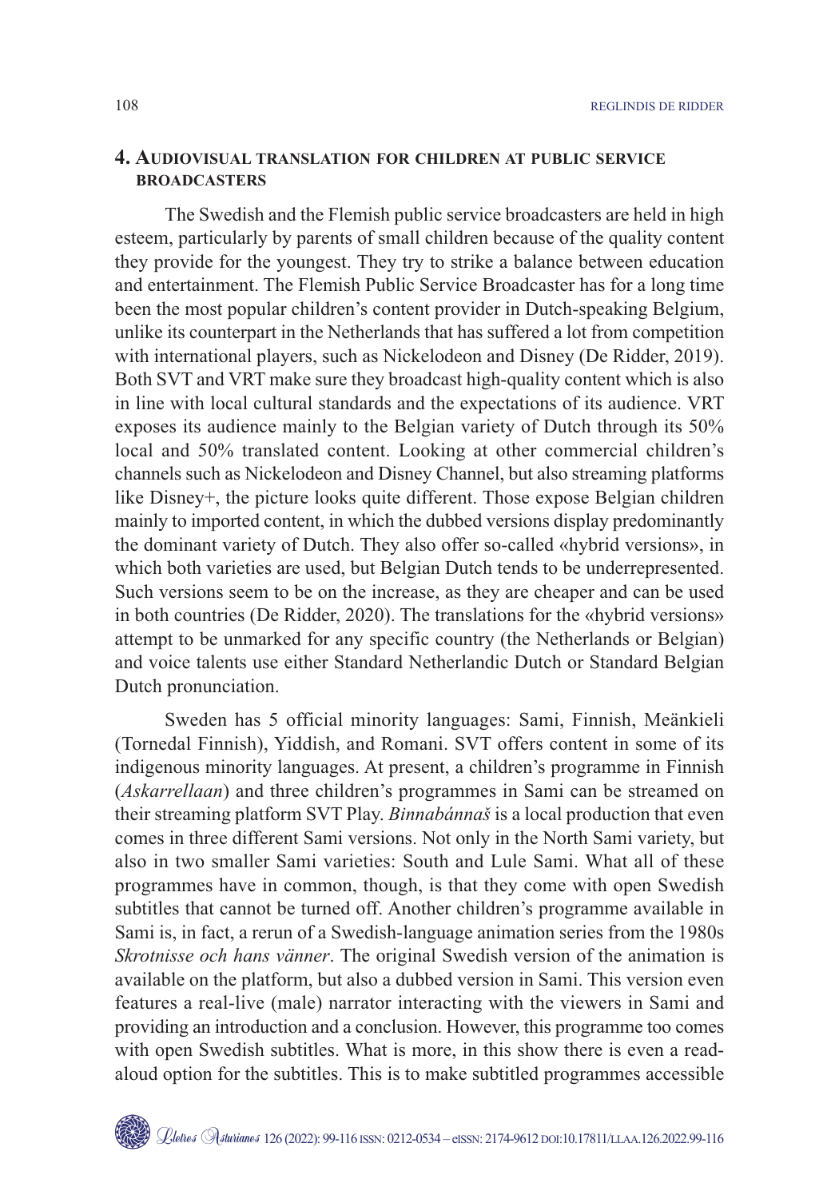## 4. Audiovisual translation for children at public service broadcasters

The Swedish and the Flemish public service broadcasters are held in high esteem, particularly by parents of small children because of the quality content they provide for the youngest. They try to strike a balance between education and entertainment. The Flemish Public Service Broadcaster has for a long time been the most popular children's content provider in Dutch-speaking Belgium, unlike its counterpart in the Netherlands that has suffered a lot from competition with international players, such as Nickelodeon and Disney (De Ridder, 2019). Both SVT and VRT make sure they broadcast high-quality content which is also in line with local cultural standards and the expectations of its audience. VRT exposes its audience mainly to the Belgian variety of Dutch through its 50% local and 50% translated content. Looking at other commercial children's channels such as Nickelodeon and Disney Channel, but also streaming platforms like Disney+, the picture looks quite different. Those expose Belgian children mainly to imported content, in which the dubbed versions display predominantly the dominant variety of Dutch. They also offer so-called «hybrid versions», in which both varieties are used, but Belgian Dutch tends to be underrepresented. Such versions seem to be on the increase, as they are cheaper and can be used in both countries (De Ridder, 2020). The translations for the «hybrid versions» attempt to be unmarked for any specific country (the Netherlands or Belgian) and voice talents use either Standard Netherlandic Dutch or Standard Belgian Dutch pronunciation.

Sweden has 5 official minority languages: Sami, Finnish, Meänkieli (Tornedal Finnish), Yiddish, and Romani. SVT offers content in some of its indigenous minority languages. At present, a children's programme in Finnish (*Askarrellaan*) and three children's programmes in Sami can be streamed on their streaming platform SVT Play. *Binnabánnaš* is a local production that even comes in three different Sami versions. Not only in the North Sami variety, but also in two smaller Sami varieties: South and Lule Sami. What all of these programmes have in common, though, is that they come with open Swedish subtitles that cannot be turned off. Another children's programme available in Sami is, in fact, a rerun of a Swedish-language animation series from the 1980s *Skrotnisse och hans vänner*. The original Swedish version of the animation is available on the platform, but also a dubbed version in Sami. This version even features a real-live (male) narrator interacting with the viewers in Sami and providing an introduction and a conclusion. However, this programme too comes with open Swedish subtitles. What is more, in this show there is even a read-aloud option for the subtitles. This is to make subtitled programmes accessible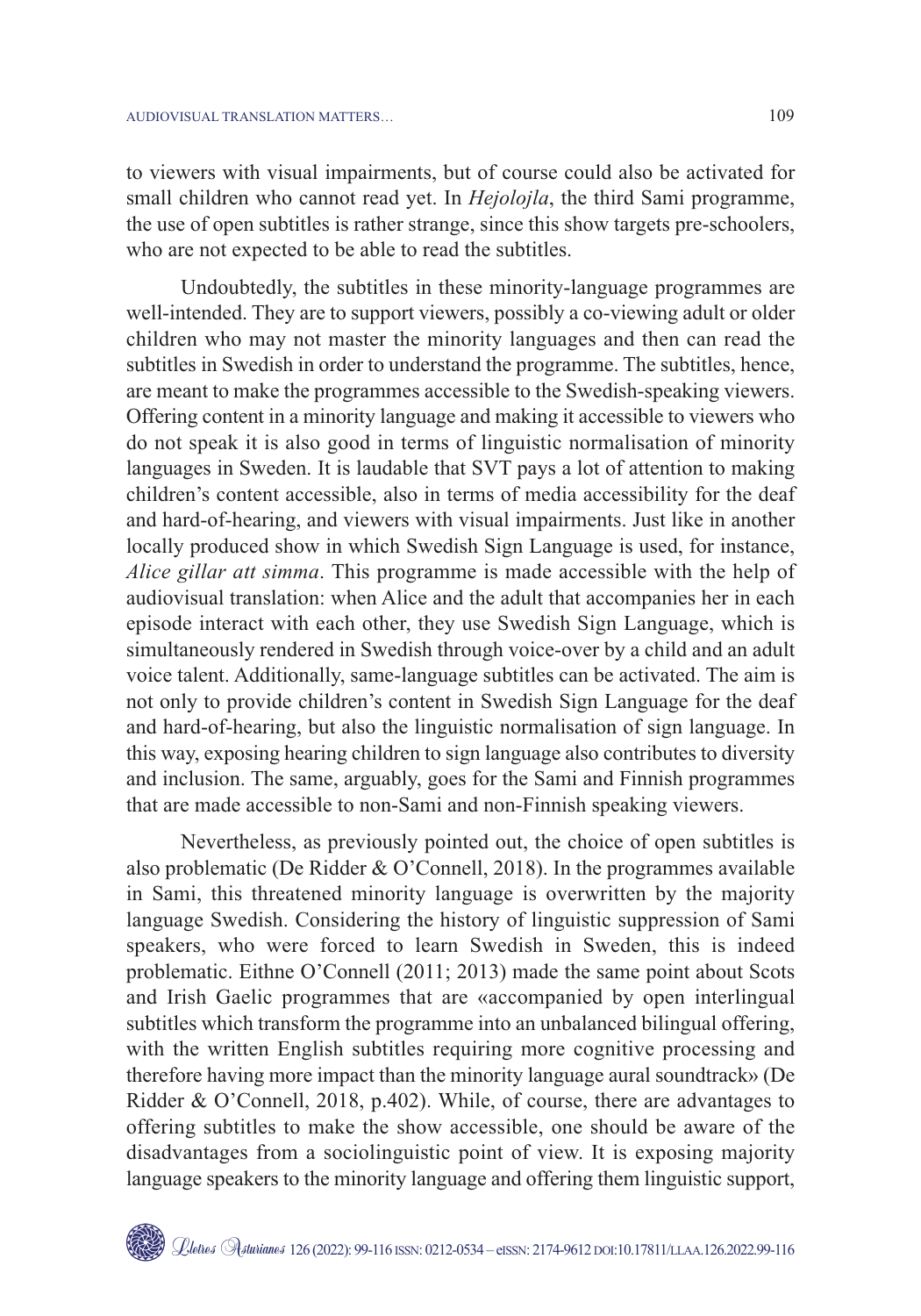to viewers with visual impairments, but of course could also be activated for small children who cannot read yet. In *Hejolojla*, the third Sami programme, the use of open subtitles is rather strange, since this show targets pre-schoolers, who are not expected to be able to read the subtitles.

Undoubtedly, the subtitles in these minority-language programmes are well-intended. They are to support viewers, possibly a co-viewing adult or older children who may not master the minority languages and then can read the subtitles in Swedish in order to understand the programme. The subtitles, hence, are meant to make the programmes accessible to the Swedish-speaking viewers. Offering content in a minority language and making it accessible to viewers who do not speak it is also good in terms of linguistic normalisation of minority languages in Sweden. It is laudable that SVT pays a lot of attention to making children's content accessible, also in terms of media accessibility for the deaf and hard-of-hearing, and viewers with visual impairments. Just like in another locally produced show in which Swedish Sign Language is used, for instance, *Alice gillar att simma*. This programme is made accessible with the help of audiovisual translation: when Alice and the adult that accompanies her in each episode interact with each other, they use Swedish Sign Language, which is simultaneously rendered in Swedish through voice-over by a child and an adult voice talent. Additionally, same-language subtitles can be activated. The aim is not only to provide children's content in Swedish Sign Language for the deaf and hard-of-hearing, but also the linguistic normalisation of sign language. In this way, exposing hearing children to sign language also contributes to diversity and inclusion. The same, arguably, goes for the Sami and Finnish programmes that are made accessible to non-Sami and non-Finnish speaking viewers.

Nevertheless, as previously pointed out, the choice of open subtitles is also problematic (De Ridder & O'Connell, 2018). In the programmes available in Sami, this threatened minority language is overwritten by the majority language Swedish. Considering the history of linguistic suppression of Sami speakers, who were forced to learn Swedish in Sweden, this is indeed problematic. Eithne O'Connell (2011; 2013) made the same point about Scots and Irish Gaelic programmes that are «accompanied by open interlingual subtitles which transform the programme into an unbalanced bilingual offering, with the written English subtitles requiring more cognitive processing and therefore having more impact than the minority language aural soundtrack» (De Ridder & O'Connell, 2018, p.402). While, of course, there are advantages to offering subtitles to make the show accessible, one should be aware of the disadvantages from a sociolinguistic point of view. It is exposing majority language speakers to the minority language and offering them linguistic support,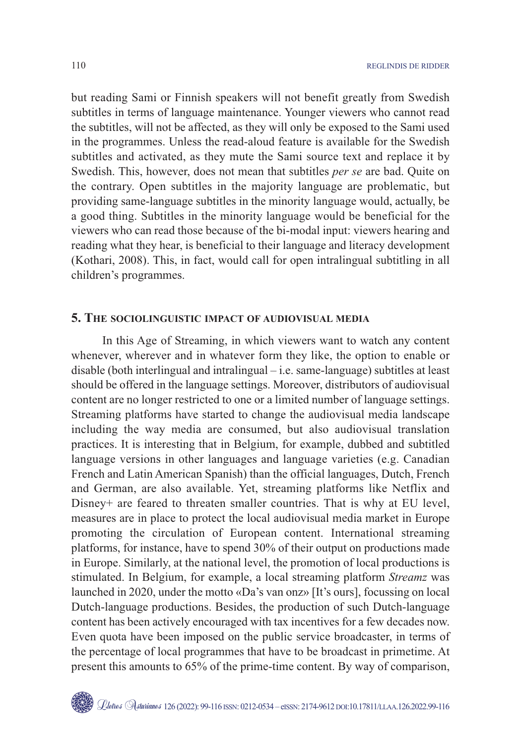but reading Sami or Finnish speakers will not benefit greatly from Swedish subtitles in terms of language maintenance. Younger viewers who cannot read the subtitles, will not be affected, as they will only be exposed to the Sami used in the programmes. Unless the read-aloud feature is available for the Swedish subtitles and activated, as they mute the Sami source text and replace it by Swedish. This, however, does not mean that subtitles *per se* are bad. Quite on the contrary. Open subtitles in the majority language are problematic, but providing same-language subtitles in the minority language would, actually, be a good thing. Subtitles in the minority language would be beneficial for the viewers who can read those because of the bi-modal input: viewers hearing and reading what they hear, is beneficial to their language and literacy development (Kothari, 2008). This, in fact, would call for open intralingual subtitling in all children's programmes.

## 5. The sociolinguistic impact of audiovisual media

In this Age of Streaming, in which viewers want to watch any content whenever, wherever and in whatever form they like, the option to enable or disable (both interlingual and intralingual – i.e. same-language) subtitles at least should be offered in the language settings. Moreover, distributors of audiovisual content are no longer restricted to one or a limited number of language settings. Streaming platforms have started to change the audiovisual media landscape including the way media are consumed, but also audiovisual translation practices. It is interesting that in Belgium, for example, dubbed and subtitled language versions in other languages and language varieties (e.g. Canadian French and Latin American Spanish) than the official languages, Dutch, French and German, are also available. Yet, streaming platforms like Netflix and Disney+ are feared to threaten smaller countries. That is why at EU level, measures are in place to protect the local audiovisual media market in Europe promoting the circulation of European content. International streaming platforms, for instance, have to spend 30% of their output on productions made in Europe. Similarly, at the national level, the promotion of local productions is stimulated. In Belgium, for example, a local streaming platform *Streamz* was launched in 2020, under the motto «Da's van onz» [It's ours], focussing on local Dutch-language productions. Besides, the production of such Dutch-language content has been actively encouraged with tax incentives for a few decades now. Even quota have been imposed on the public service broadcaster, in terms of the percentage of local programmes that have to be broadcast in primetime. At present this amounts to 65% of the prime-time content. By way of comparison,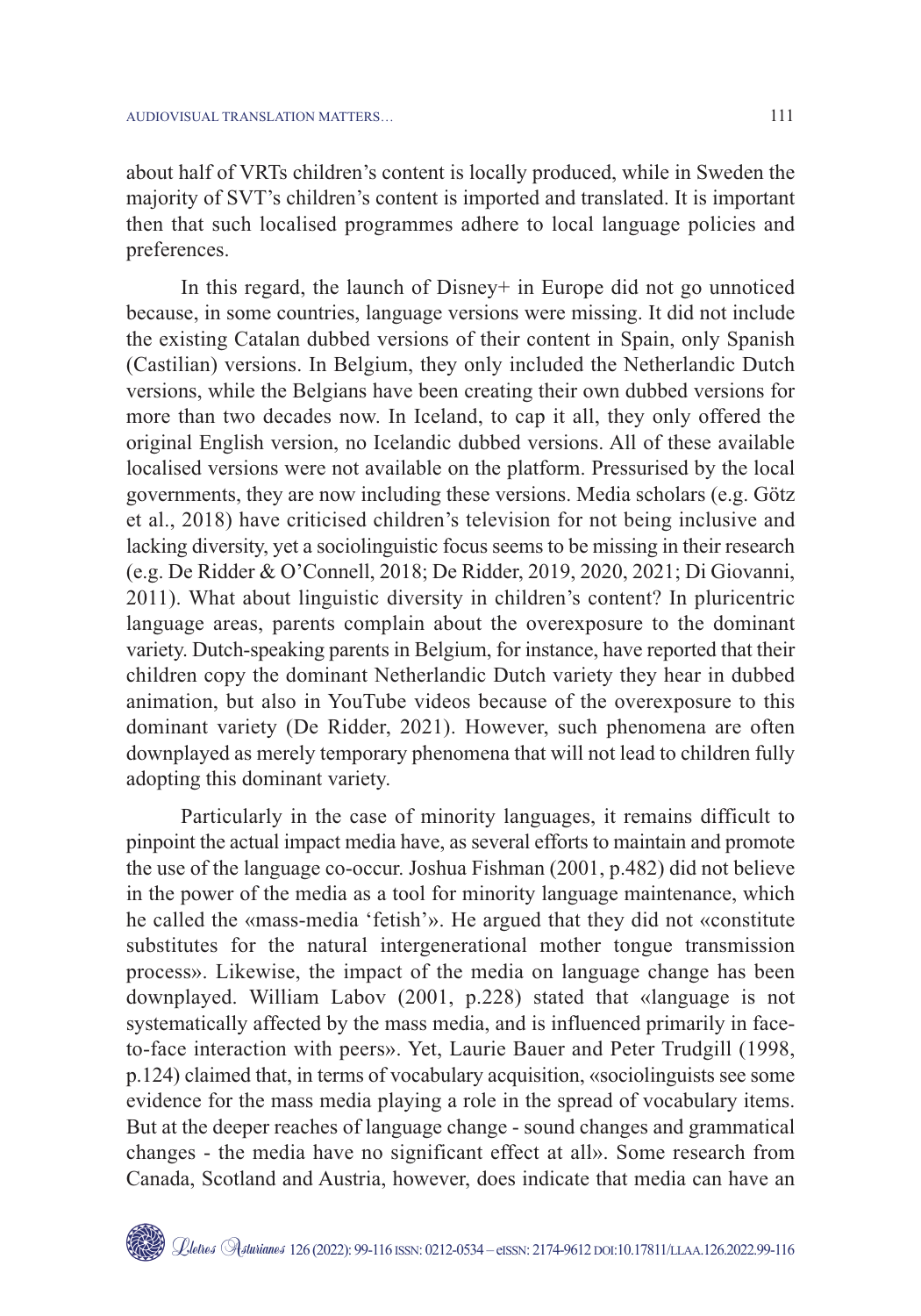about half of VRTs children's content is locally produced, while in Sweden the majority of SVT's children's content is imported and translated. It is important then that such localised programmes adhere to local language policies and preferences.

In this regard, the launch of Disney+ in Europe did not go unnoticed because, in some countries, language versions were missing. It did not include the existing Catalan dubbed versions of their content in Spain, only Spanish (Castilian) versions. In Belgium, they only included the Netherlandic Dutch versions, while the Belgians have been creating their own dubbed versions for more than two decades now. In Iceland, to cap it all, they only offered the original English version, no Icelandic dubbed versions. All of these available localised versions were not available on the platform. Pressurised by the local governments, they are now including these versions. Media scholars (e.g. Götz et al., 2018) have criticised children's television for not being inclusive and lacking diversity, yet a sociolinguistic focus seems to be missing in their research (e.g. De Ridder & O'Connell, 2018; De Ridder, 2019, 2020, 2021; Di Giovanni, 2011). What about linguistic diversity in children's content? In pluricentric language areas, parents complain about the overexposure to the dominant variety. Dutch-speaking parents in Belgium, for instance, have reported that their children copy the dominant Netherlandic Dutch variety they hear in dubbed animation, but also in YouTube videos because of the overexposure to this dominant variety (De Ridder, 2021). However, such phenomena are often downplayed as merely temporary phenomena that will not lead to children fully adopting this dominant variety.

Particularly in the case of minority languages, it remains difficult to pinpoint the actual impact media have, as several efforts to maintain and promote the use of the language co-occur. Joshua Fishman (2001, p.482) did not believe in the power of the media as a tool for minority language maintenance, which he called the «mass-media 'fetish'». He argued that they did not «constitute substitutes for the natural intergenerational mother tongue transmission process». Likewise, the impact of the media on language change has been downplayed. William Labov (2001, p.228) stated that «language is not systematically affected by the mass media, and is influenced primarily in face-to-face interaction with peers». Yet, Laurie Bauer and Peter Trudgill (1998, p.124) claimed that, in terms of vocabulary acquisition, «sociolinguists see some evidence for the mass media playing a role in the spread of vocabulary items. But at the deeper reaches of language change - sound changes and grammatical changes - the media have no significant effect at all». Some research from Canada, Scotland and Austria, however, does indicate that media can have an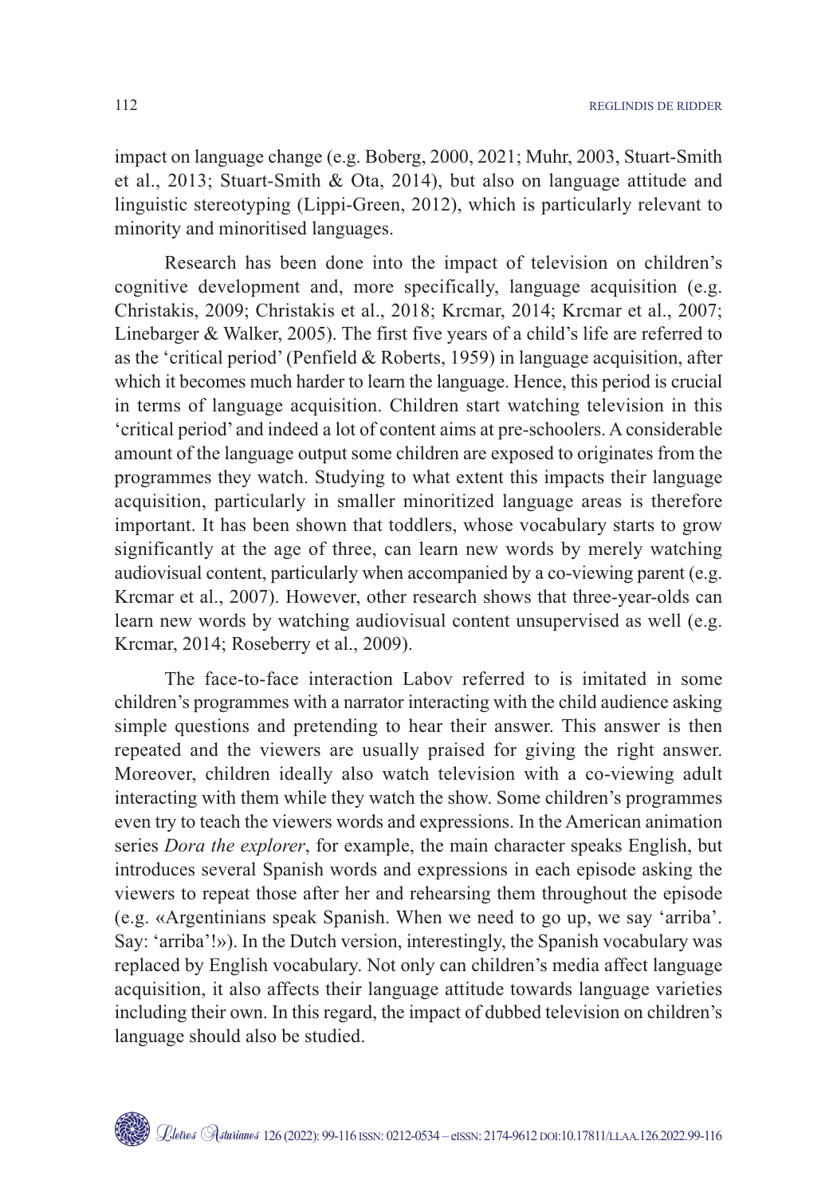impact on language change (e.g. Boberg, 2000, 2021; Muhr, 2003, Stuart-Smith et al., 2013; Stuart-Smith & Ota, 2014), but also on language attitude and linguistic stereotyping (Lippi-Green, 2012), which is particularly relevant to minority and minoritised languages.

Research has been done into the impact of television on children's cognitive development and, more specifically, language acquisition (e.g. Christakis, 2009; Christakis et al., 2018; Krcmar, 2014; Krcmar et al., 2007; Linebarger & Walker, 2005). The first five years of a child's life are referred to as the 'critical period' (Penfield & Roberts, 1959) in language acquisition, after which it becomes much harder to learn the language. Hence, this period is crucial in terms of language acquisition. Children start watching television in this 'critical period' and indeed a lot of content aims at pre-schoolers. A considerable amount of the language output some children are exposed to originates from the programmes they watch. Studying to what extent this impacts their language acquisition, particularly in smaller minoritized language areas is therefore important. It has been shown that toddlers, whose vocabulary starts to grow significantly at the age of three, can learn new words by merely watching audiovisual content, particularly when accompanied by a co-viewing parent (e.g. Krcmar et al., 2007). However, other research shows that three-year-olds can learn new words by watching audiovisual content unsupervised as well (e.g. Krcmar, 2014; Roseberry et al., 2009).

The face-to-face interaction Labov referred to is imitated in some children's programmes with a narrator interacting with the child audience asking simple questions and pretending to hear their answer. This answer is then repeated and the viewers are usually praised for giving the right answer. Moreover, children ideally also watch television with a co-viewing adult interacting with them while they watch the show. Some children's programmes even try to teach the viewers words and expressions. In the American animation series *Dora the explorer*, for example, the main character speaks English, but introduces several Spanish words and expressions in each episode asking the viewers to repeat those after her and rehearsing them throughout the episode (e.g. «Argentinians speak Spanish. When we need to go up, we say 'arriba'. Say: 'arriba'!»). In the Dutch version, interestingly, the Spanish vocabulary was replaced by English vocabulary. Not only can children's media affect language acquisition, it also affects their language attitude towards language varieties including their own. In this regard, the impact of dubbed television on children's language should also be studied.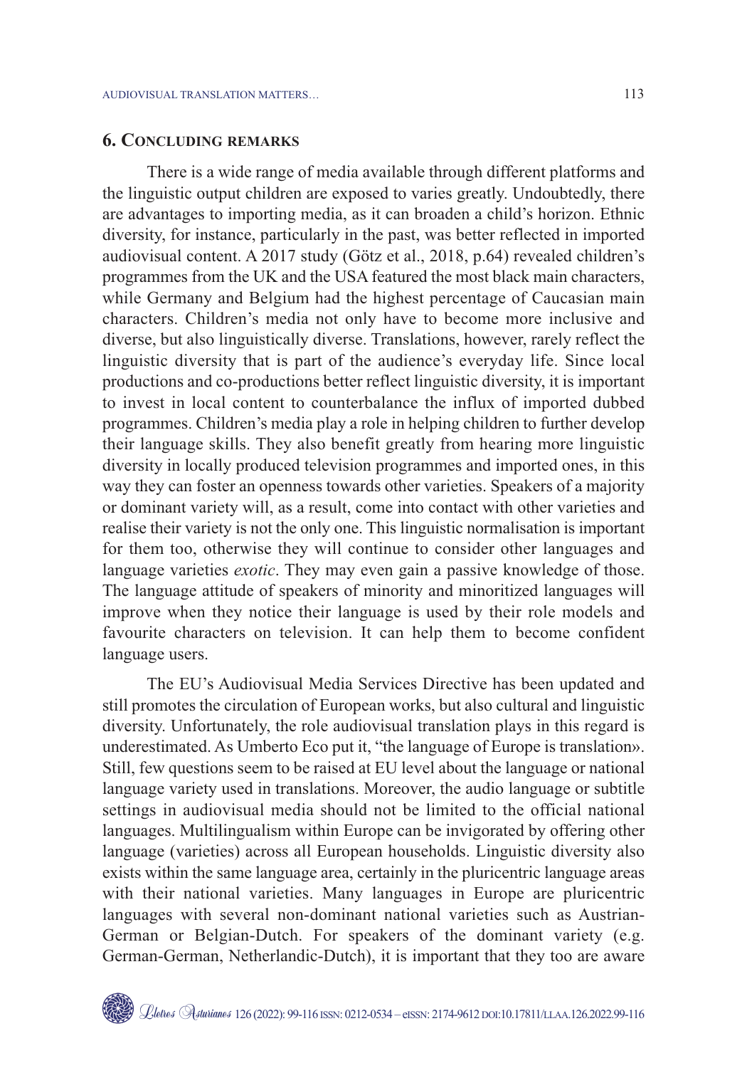## 6. Concluding remarks

There is a wide range of media available through different platforms and the linguistic output children are exposed to varies greatly. Undoubtedly, there are advantages to importing media, as it can broaden a child's horizon. Ethnic diversity, for instance, particularly in the past, was better reflected in imported audiovisual content. A 2017 study (Götz et al., 2018, p.64) revealed children's programmes from the UK and the USA featured the most black main characters, while Germany and Belgium had the highest percentage of Caucasian main characters. Children's media not only have to become more inclusive and diverse, but also linguistically diverse. Translations, however, rarely reflect the linguistic diversity that is part of the audience's everyday life. Since local productions and co-productions better reflect linguistic diversity, it is important to invest in local content to counterbalance the influx of imported dubbed programmes. Children's media play a role in helping children to further develop their language skills. They also benefit greatly from hearing more linguistic diversity in locally produced television programmes and imported ones, in this way they can foster an openness towards other varieties. Speakers of a majority or dominant variety will, as a result, come into contact with other varieties and realise their variety is not the only one. This linguistic normalisation is important for them too, otherwise they will continue to consider other languages and language varieties *exotic*. They may even gain a passive knowledge of those. The language attitude of speakers of minority and minoritized languages will improve when they notice their language is used by their role models and favourite characters on television. It can help them to become confident language users.

The EU's Audiovisual Media Services Directive has been updated and still promotes the circulation of European works, but also cultural and linguistic diversity. Unfortunately, the role audiovisual translation plays in this regard is underestimated. As Umberto Eco put it, "the language of Europe is translation». Still, few questions seem to be raised at EU level about the language or national language variety used in translations. Moreover, the audio language or subtitle settings in audiovisual media should not be limited to the official national languages. Multilingualism within Europe can be invigorated by offering other language (varieties) across all European households. Linguistic diversity also exists within the same language area, certainly in the pluricentric language areas with their national varieties. Many languages in Europe are pluricentric languages with several non-dominant national varieties such as Austrian-German or Belgian-Dutch. For speakers of the dominant variety (e.g. German-German, Netherlandic-Dutch), it is important that they too are aware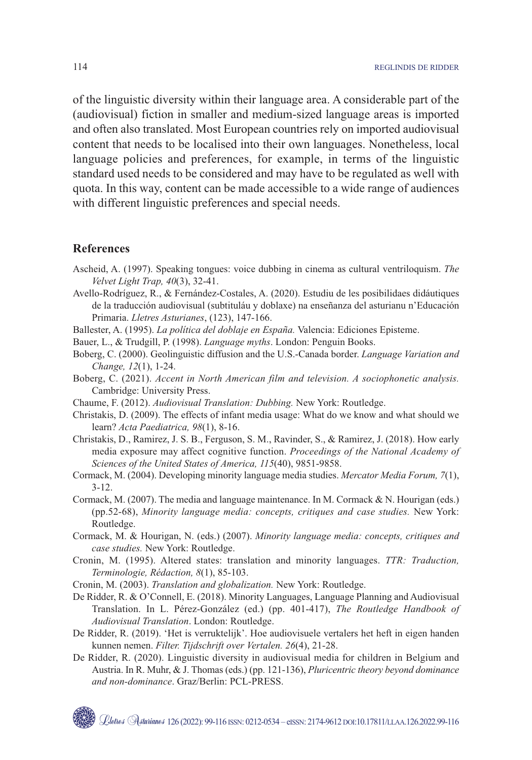of the linguistic diversity within their language area. A considerable part of the (audiovisual) fiction in smaller and medium-sized language areas is imported and often also translated. Most European countries rely on imported audiovisual content that needs to be localised into their own languages. Nonetheless, local language policies and preferences, for example, in terms of the linguistic standard used needs to be considered and may have to be regulated as well with quota. In this way, content can be made accessible to a wide range of audiences with different linguistic preferences and special needs.

## References

Ascheid, A. (1997). Speaking tongues: voice dubbing in cinema as cultural ventriloquism. *The Velvet Light Trap, 40*(3), 32-41.

Avello-Rodríguez, R., & Fernández-Costales, A. (2020). Estudiu de les posibilidaes didáutiques de la traducción audiovisual (subtituláu y doblaxe) na enseñanza del asturianu n'Educación Primaria. *Lletres Asturianes*, (123), 147-166.

Ballester, A. (1995). *La política del doblaje en España.* Valencia: Ediciones Episteme.

Bauer, L., & Trudgill, P. (1998). *Language myths*. London: Penguin Books.

Boberg, C. (2000). Geolinguistic diffusion and the U.S.-Canada border. *Language Variation and Change, 12*(1), 1-24.

Boberg, C. (2021). *Accent in North American film and television. A sociophonetic analysis.* Cambridge: University Press.

Chaume, F. (2012). *Audiovisual Translation: Dubbing.* New York: Routledge.

Christakis, D. (2009). The effects of infant media usage: What do we know and what should we learn? *Acta Paediatrica, 98*(1), 8-16.

Christakis, D., Ramirez, J. S. B., Ferguson, S. M., Ravinder, S., & Ramirez, J. (2018). How early media exposure may affect cognitive function. *Proceedings of the National Academy of Sciences of the United States of America, 115*(40), 9851-9858.

Cormack, M. (2004). Developing minority language media studies. *Mercator Media Forum, 7*(1), 3-12.

Cormack, M. (2007). The media and language maintenance. In M. Cormack & N. Hourigan (eds.) (pp.52-68), *Minority language media: concepts, critiques and case studies.* New York: Routledge.

Cormack, M. & Hourigan, N. (eds.) (2007). *Minority language media: concepts, critiques and case studies.* New York: Routledge.

Cronin, M. (1995). Altered states: translation and minority languages. *TTR: Traduction, Terminologie, Rédaction, 8*(1), 85-103.

Cronin, M. (2003). *Translation and globalization.* New York: Routledge.

De Ridder, R. & O'Connell, E. (2018). Minority Languages, Language Planning and Audiovisual Translation. In L. Pérez-González (ed.) (pp. 401-417), *The Routledge Handbook of Audiovisual Translation*. London: Routledge.

De Ridder, R. (2019). 'Het is verruktelijk'. Hoe audiovisuele vertalers het heft in eigen handen kunnen nemen. *Filter. Tijdschrift over Vertalen. 26*(4), 21-28.

De Ridder, R. (2020). Linguistic diversity in audiovisual media for children in Belgium and Austria. In R. Muhr, & J. Thomas (eds.) (pp. 121-136), *Pluricentric theory beyond dominance and non-dominance*. Graz/Berlin: PCL-PRESS.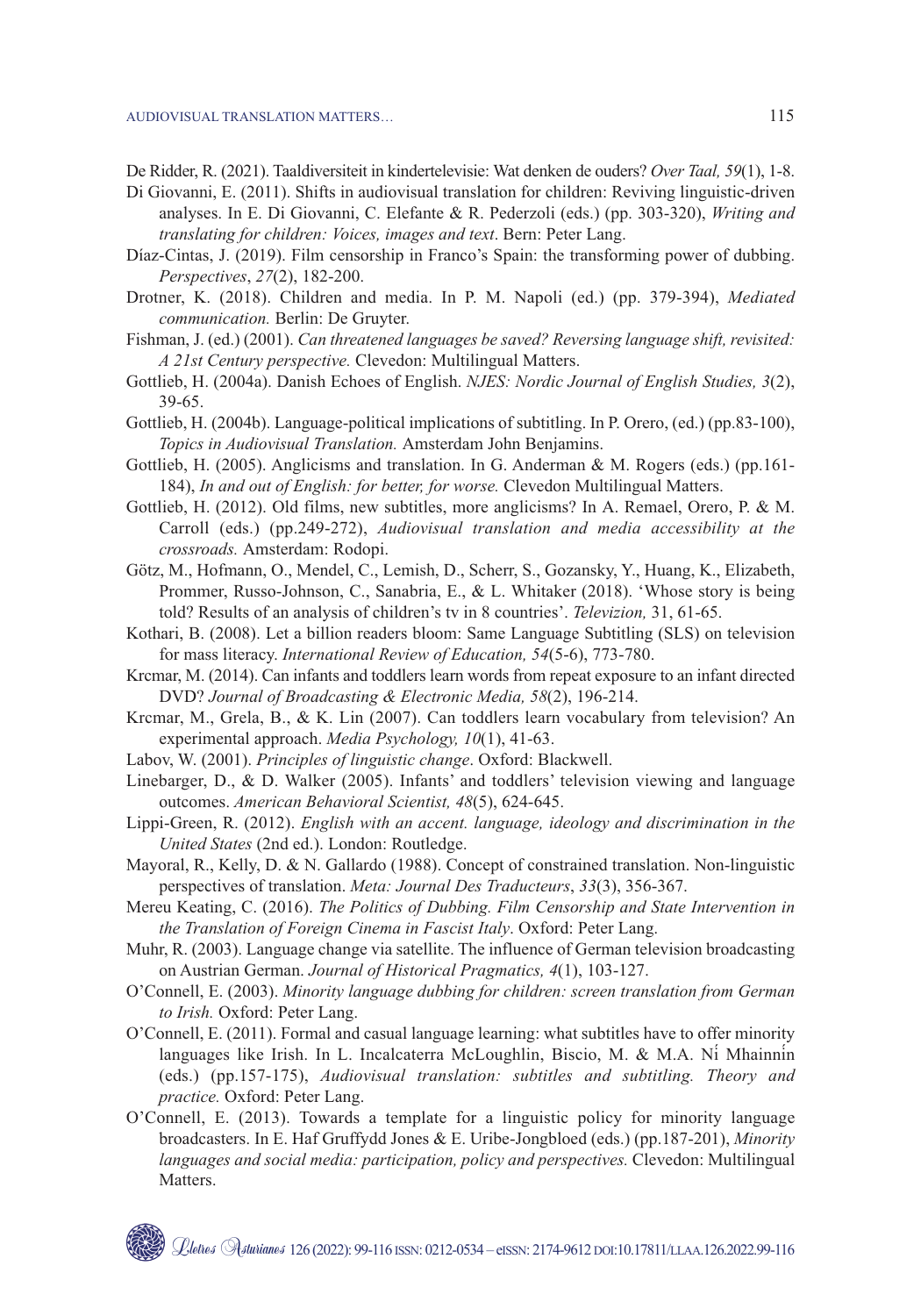De Ridder, R. (2021). Taaldiversiteit in kindertelevisie: Wat denken de ouders? *Over Taal, 59*(1), 1-8.

Di Giovanni, E. (2011). Shifts in audiovisual translation for children: Reviving linguistic-driven analyses. In E. Di Giovanni, C. Elefante & R. Pederzoli (eds.) (pp. 303-320), *Writing and translating for children: Voices, images and text*. Bern: Peter Lang.

Díaz-Cintas, J. (2019). Film censorship in Franco's Spain: the transforming power of dubbing. *Perspectives*, *27*(2), 182-200.

Drotner, K. (2018). Children and media. In P. M. Napoli (ed.) (pp. 379-394), *Mediated communication.* Berlin: De Gruyter.

Fishman, J. (ed.) (2001). *Can threatened languages be saved? Reversing language shift, revisited: A 21st Century perspective.* Clevedon: Multilingual Matters.

Gottlieb, H. (2004a). Danish Echoes of English. *NJES: Nordic Journal of English Studies, 3*(2), 39-65.

Gottlieb, H. (2004b). Language-political implications of subtitling. In P. Orero, (ed.) (pp.83-100), *Topics in Audiovisual Translation.* Amsterdam John Benjamins.

Gottlieb, H. (2005). Anglicisms and translation. In G. Anderman & M. Rogers (eds.) (pp.161-184), *In and out of English: for better, for worse.* Clevedon Multilingual Matters.

Gottlieb, H. (2012). Old films, new subtitles, more anglicisms? In A. Remael, Orero, P. & M. Carroll (eds.) (pp.249-272), *Audiovisual translation and media accessibility at the crossroads.* Amsterdam: Rodopi.

Götz, M., Hofmann, O., Mendel, C., Lemish, D., Scherr, S., Gozansky, Y., Huang, K., Elizabeth, Prommer, Russo-Johnson, C., Sanabria, E., & L. Whitaker (2018). 'Whose story is being told? Results of an analysis of children's tv in 8 countries'. *Televizion,* 31, 61-65.

Kothari, B. (2008). Let a billion readers bloom: Same Language Subtitling (SLS) on television for mass literacy. *International Review of Education, 54*(5-6), 773-780.

Krcmar, M. (2014). Can infants and toddlers learn words from repeat exposure to an infant directed DVD? *Journal of Broadcasting & Electronic Media, 58*(2), 196-214.

Krcmar, M., Grela, B., & K. Lin (2007). Can toddlers learn vocabulary from television? An experimental approach. *Media Psychology, 10*(1), 41-63.

Labov, W. (2001). *Principles of linguistic change*. Oxford: Blackwell.

Linebarger, D., & D. Walker (2005). Infants' and toddlers' television viewing and language outcomes. *American Behavioral Scientist, 48*(5), 624-645.

Lippi-Green, R. (2012). *English with an accent. language, ideology and discrimination in the United States* (2nd ed.). London: Routledge.

Mayoral, R., Kelly, D. & N. Gallardo (1988). Concept of constrained translation. Non-linguistic perspectives of translation. *Meta: Journal Des Traducteurs*, *33*(3), 356-367.

Mereu Keating, C. (2016). *The Politics of Dubbing. Film Censorship and State Intervention in the Translation of Foreign Cinema in Fascist Italy*. Oxford: Peter Lang.

Muhr, R. (2003). Language change via satellite. The influence of German television broadcasting on Austrian German. *Journal of Historical Pragmatics, 4*(1), 103-127.

O'Connell, E. (2003). *Minority language dubbing for children: screen translation from German to Irish.* Oxford: Peter Lang.

O'Connell, E. (2011). Formal and casual language learning: what subtitles have to offer minority languages like Irish. In L. Incalcaterra McLoughlin, Biscio, M. & M.A. Ní Mhainnín (eds.) (pp.157-175), *Audiovisual translation: subtitles and subtitling. Theory and practice.* Oxford: Peter Lang.

O'Connell, E. (2013). Towards a template for a linguistic policy for minority language broadcasters. In E. Haf Gruffydd Jones & E. Uribe-Jongbloed (eds.) (pp.187-201), *Minority languages and social media: participation, policy and perspectives.* Clevedon: Multilingual Matters.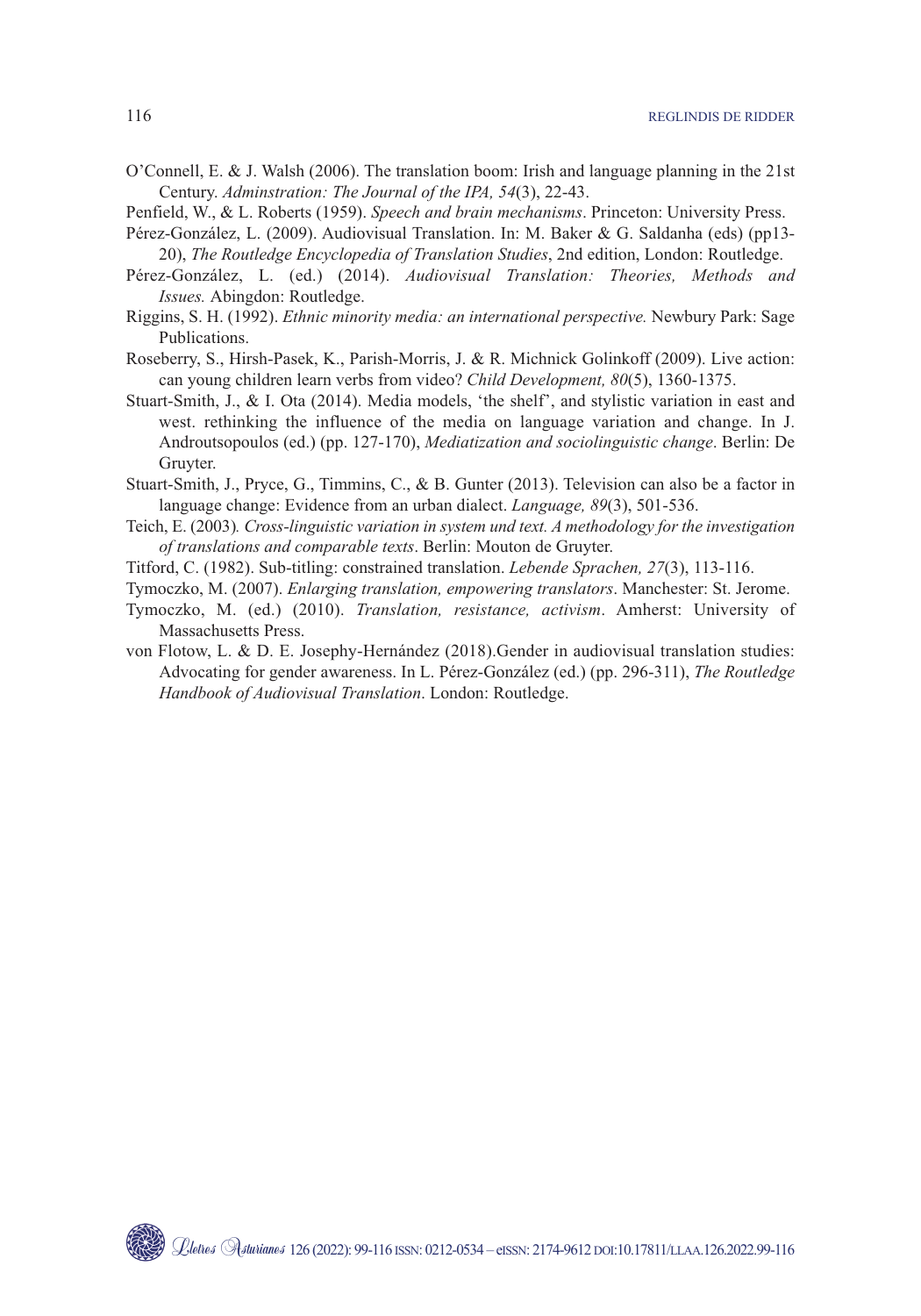O'Connell, E. & J. Walsh (2006). The translation boom: Irish and language planning in the 21st Century. *Adminstration: The Journal of the IPA, 54*(3), 22-43.

Penfield, W., & L. Roberts (1959). *Speech and brain mechanisms*. Princeton: University Press.

Pérez-González, L. (2009). Audiovisual Translation. In: M. Baker & G. Saldanha (eds) (pp13-20), *The Routledge Encyclopedia of Translation Studies*, 2nd edition, London: Routledge.

Pérez-González, L. (ed.) (2014). *Audiovisual Translation: Theories, Methods and Issues.* Abingdon: Routledge.

Riggins, S. H. (1992). *Ethnic minority media: an international perspective.* Newbury Park: Sage Publications.

Roseberry, S., Hirsh-Pasek, K., Parish-Morris, J. & R. Michnick Golinkoff (2009). Live action: can young children learn verbs from video? *Child Development, 80*(5), 1360-1375.

Stuart-Smith, J., & I. Ota (2014). Media models, 'the shelf', and stylistic variation in east and west. rethinking the influence of the media on language variation and change. In J. Androutsopoulos (ed.) (pp. 127-170), *Mediatization and sociolinguistic change*. Berlin: De Gruyter.

Stuart-Smith, J., Pryce, G., Timmins, C., & B. Gunter (2013). Television can also be a factor in language change: Evidence from an urban dialect. *Language, 89*(3), 501-536.

Teich, E. (2003)*. Cross-linguistic variation in system und text. A methodology for the investigation of translations and comparable texts*. Berlin: Mouton de Gruyter.

Titford, C. (1982). Sub-titling: constrained translation. *Lebende Sprachen, 27*(3), 113-116.

Tymoczko, M. (2007). *Enlarging translation, empowering translators*. Manchester: St. Jerome.

Tymoczko, M. (ed.) (2010). *Translation, resistance, activism*. Amherst: University of Massachusetts Press.

von Flotow, L. & D. E. Josephy-Hernández (2018).Gender in audiovisual translation studies: Advocating for gender awareness. In L. Pérez-González (ed.) (pp. 296-311), *The Routledge Handbook of Audiovisual Translation*. London: Routledge.